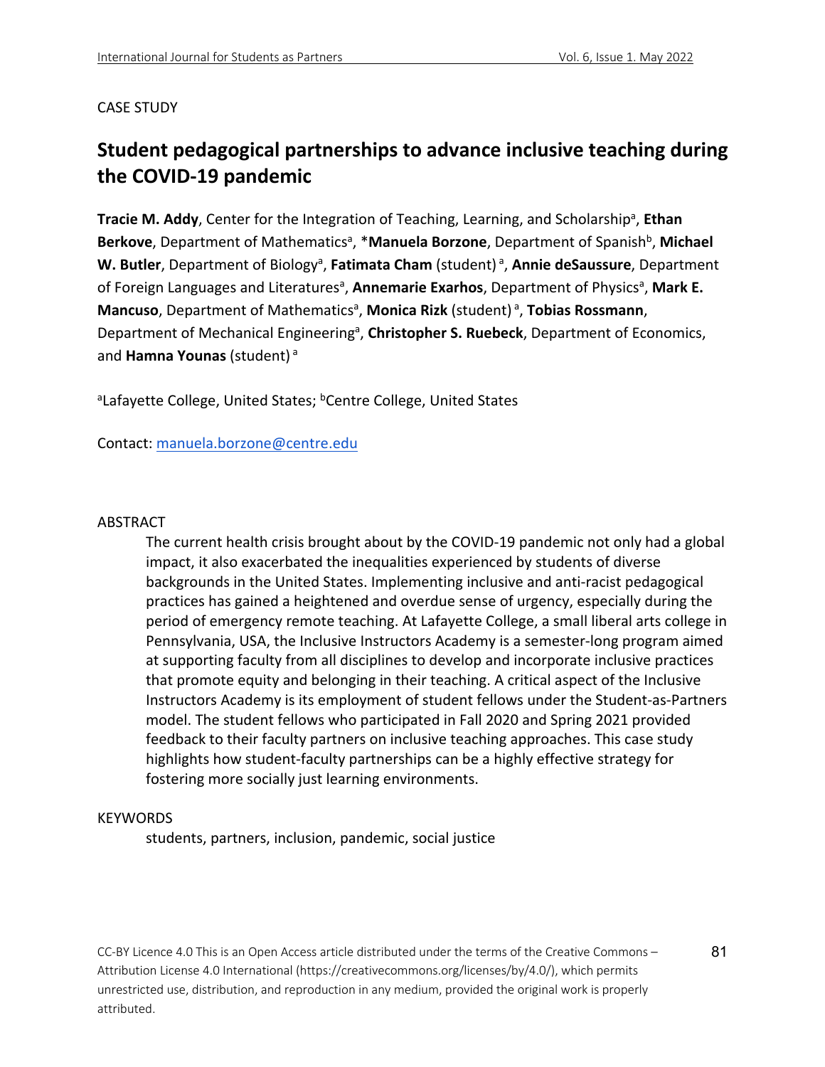CASE STUDY

# Student pedagogical partnerships to advance inclusive teaching during the COVID-19 pandemic

**Tracie M. Addy**, Center for the Integration of Teaching, Learning, and Scholarship[a], **Ethan Berkove**, Department of Mathematics[a], ***Manuela Borzone**, Department of Spanish[b], **Michael W. Butler**, Department of Biology[a], **Fatimata Cham** (student)[a], **Annie deSaussure**, Department of Foreign Languages and Literatures[a], **Annemarie Exarhos**, Department of Physics[a], **Mark E. Mancuso**, Department of Mathematics[a], **Monica Rizk** (student)[a], **Tobias Rossmann**, Department of Mechanical Engineering[a], **Christopher S. Ruebeck**, Department of Economics, and **Hamna Younas** (student)[a]

[a]Lafayette College, United States; [b]Centre College, United States

Contact: manuela.borzone@centre.edu

## ABSTRACT

The current health crisis brought about by the COVID-19 pandemic not only had a global impact, it also exacerbated the inequalities experienced by students of diverse backgrounds in the United States. Implementing inclusive and anti-racist pedagogical practices has gained a heightened and overdue sense of urgency, especially during the period of emergency remote teaching. At Lafayette College, a small liberal arts college in Pennsylvania, USA, the Inclusive Instructors Academy is a semester-long program aimed at supporting faculty from all disciplines to develop and incorporate inclusive practices that promote equity and belonging in their teaching. A critical aspect of the Inclusive Instructors Academy is its employment of student fellows under the Student-as-Partners model. The student fellows who participated in Fall 2020 and Spring 2021 provided feedback to their faculty partners on inclusive teaching approaches. This case study highlights how student-faculty partnerships can be a highly effective strategy for fostering more socially just learning environments.

## KEYWORDS

students, partners, inclusion, pandemic, social justice

CC-BY Licence 4.0 This is an Open Access article distributed under the terms of the Creative Commons – Attribution License 4.0 International (https://creativecommons.org/licenses/by/4.0/), which permits unrestricted use, distribution, and reproduction in any medium, provided the original work is properly attributed.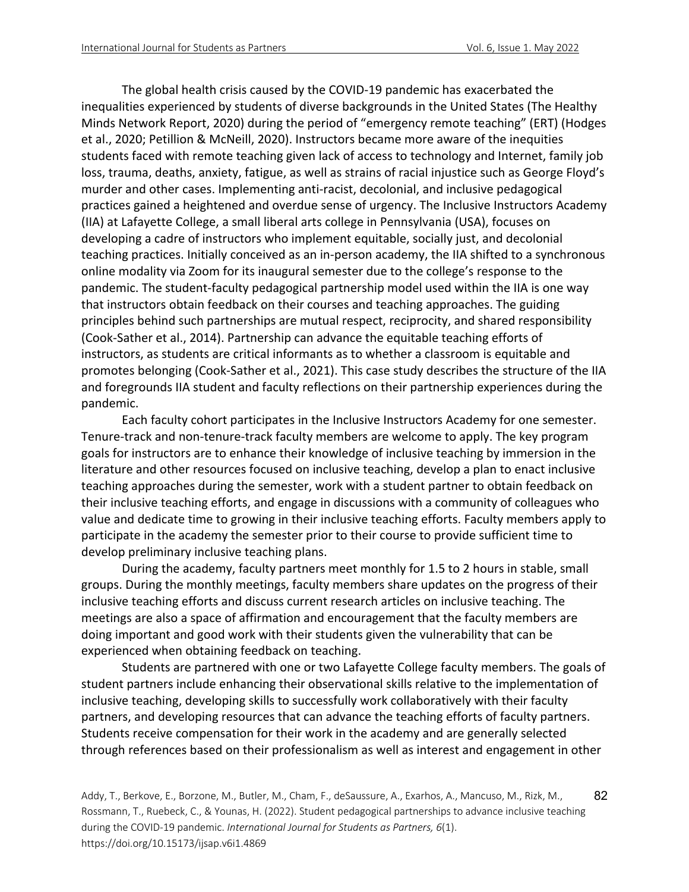The global health crisis caused by the COVID-19 pandemic has exacerbated the inequalities experienced by students of diverse backgrounds in the United States (The Healthy Minds Network Report, 2020) during the period of "emergency remote teaching" (ERT) (Hodges et al., 2020; Petillion & McNeill, 2020). Instructors became more aware of the inequities students faced with remote teaching given lack of access to technology and Internet, family job loss, trauma, deaths, anxiety, fatigue, as well as strains of racial injustice such as George Floyd's murder and other cases. Implementing anti-racist, decolonial, and inclusive pedagogical practices gained a heightened and overdue sense of urgency. The Inclusive Instructors Academy (IIA) at Lafayette College, a small liberal arts college in Pennsylvania (USA), focuses on developing a cadre of instructors who implement equitable, socially just, and decolonial teaching practices. Initially conceived as an in-person academy, the IIA shifted to a synchronous online modality via Zoom for its inaugural semester due to the college's response to the pandemic. The student-faculty pedagogical partnership model used within the IIA is one way that instructors obtain feedback on their courses and teaching approaches. The guiding principles behind such partnerships are mutual respect, reciprocity, and shared responsibility (Cook-Sather et al., 2014). Partnership can advance the equitable teaching efforts of instructors, as students are critical informants as to whether a classroom is equitable and promotes belonging (Cook-Sather et al., 2021). This case study describes the structure of the IIA and foregrounds IIA student and faculty reflections on their partnership experiences during the pandemic.

Each faculty cohort participates in the Inclusive Instructors Academy for one semester. Tenure-track and non-tenure-track faculty members are welcome to apply. The key program goals for instructors are to enhance their knowledge of inclusive teaching by immersion in the literature and other resources focused on inclusive teaching, develop a plan to enact inclusive teaching approaches during the semester, work with a student partner to obtain feedback on their inclusive teaching efforts, and engage in discussions with a community of colleagues who value and dedicate time to growing in their inclusive teaching efforts. Faculty members apply to participate in the academy the semester prior to their course to provide sufficient time to develop preliminary inclusive teaching plans.

During the academy, faculty partners meet monthly for 1.5 to 2 hours in stable, small groups. During the monthly meetings, faculty members share updates on the progress of their inclusive teaching efforts and discuss current research articles on inclusive teaching. The meetings are also a space of affirmation and encouragement that the faculty members are doing important and good work with their students given the vulnerability that can be experienced when obtaining feedback on teaching.

Students are partnered with one or two Lafayette College faculty members. The goals of student partners include enhancing their observational skills relative to the implementation of inclusive teaching, developing skills to successfully work collaboratively with their faculty partners, and developing resources that can advance the teaching efforts of faculty partners. Students receive compensation for their work in the academy and are generally selected through references based on their professionalism as well as interest and engagement in other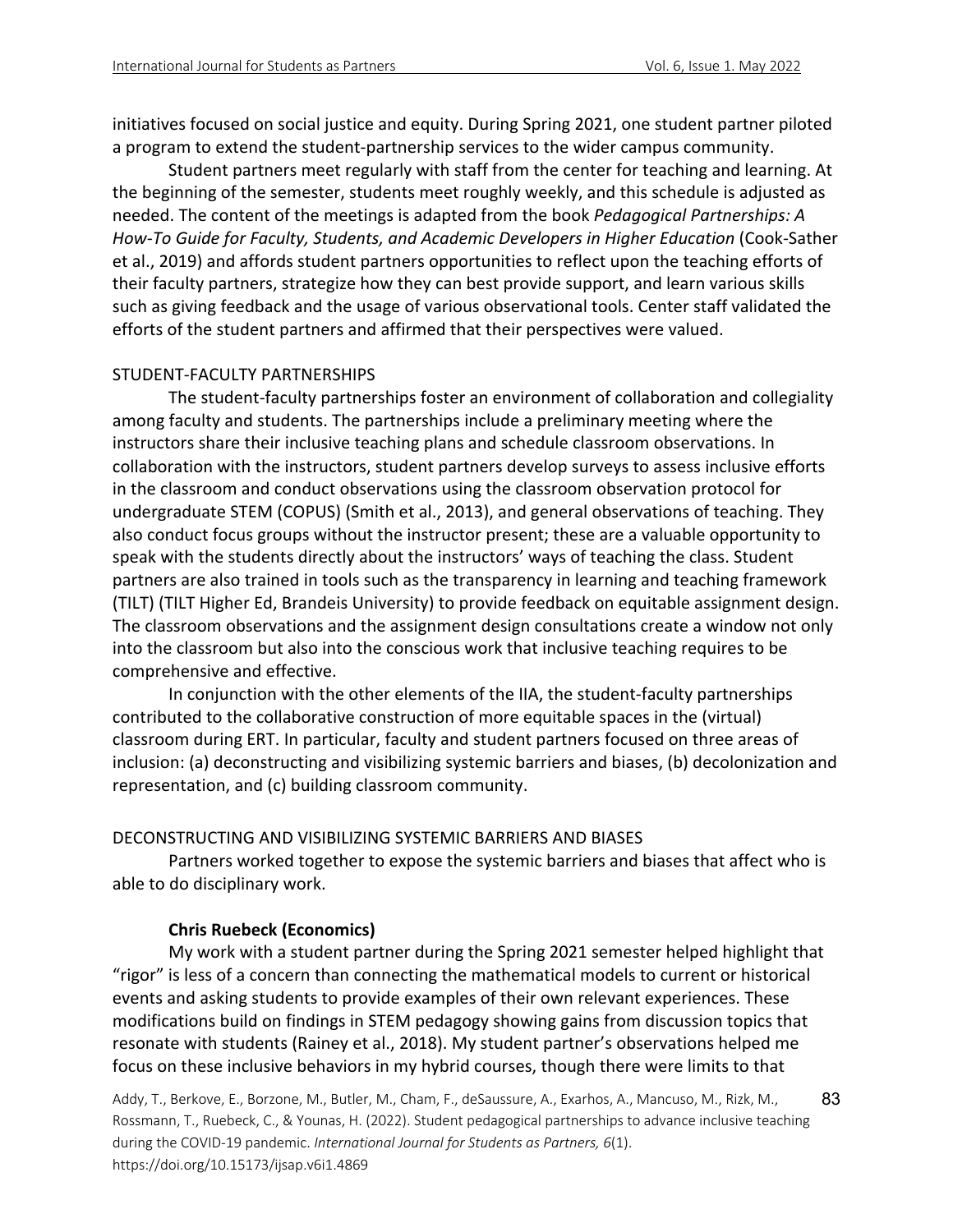initiatives focused on social justice and equity. During Spring 2021, one student partner piloted a program to extend the student-partnership services to the wider campus community.

Student partners meet regularly with staff from the center for teaching and learning. At the beginning of the semester, students meet roughly weekly, and this schedule is adjusted as needed. The content of the meetings is adapted from the book *Pedagogical Partnerships: A How-To Guide for Faculty, Students, and Academic Developers in Higher Education* (Cook-Sather et al., 2019) and affords student partners opportunities to reflect upon the teaching efforts of their faculty partners, strategize how they can best provide support, and learn various skills such as giving feedback and the usage of various observational tools. Center staff validated the efforts of the student partners and affirmed that their perspectives were valued.

## STUDENT-FACULTY PARTNERSHIPS

The student-faculty partnerships foster an environment of collaboration and collegiality among faculty and students. The partnerships include a preliminary meeting where the instructors share their inclusive teaching plans and schedule classroom observations. In collaboration with the instructors, student partners develop surveys to assess inclusive efforts in the classroom and conduct observations using the classroom observation protocol for undergraduate STEM (COPUS) (Smith et al., 2013), and general observations of teaching. They also conduct focus groups without the instructor present; these are a valuable opportunity to speak with the students directly about the instructors' ways of teaching the class. Student partners are also trained in tools such as the transparency in learning and teaching framework (TILT) (TILT Higher Ed, Brandeis University) to provide feedback on equitable assignment design. The classroom observations and the assignment design consultations create a window not only into the classroom but also into the conscious work that inclusive teaching requires to be comprehensive and effective.

In conjunction with the other elements of the IIA, the student-faculty partnerships contributed to the collaborative construction of more equitable spaces in the (virtual) classroom during ERT. In particular, faculty and student partners focused on three areas of inclusion: (a) deconstructing and visibilizing systemic barriers and biases, (b) decolonization and representation, and (c) building classroom community.

## DECONSTRUCTING AND VISIBILIZING SYSTEMIC BARRIERS AND BIASES

Partners worked together to expose the systemic barriers and biases that affect who is able to do disciplinary work.

### Chris Ruebeck (Economics)

My work with a student partner during the Spring 2021 semester helped highlight that "rigor" is less of a concern than connecting the mathematical models to current or historical events and asking students to provide examples of their own relevant experiences. These modifications build on findings in STEM pedagogy showing gains from discussion topics that resonate with students (Rainey et al., 2018). My student partner's observations helped me focus on these inclusive behaviors in my hybrid courses, though there were limits to that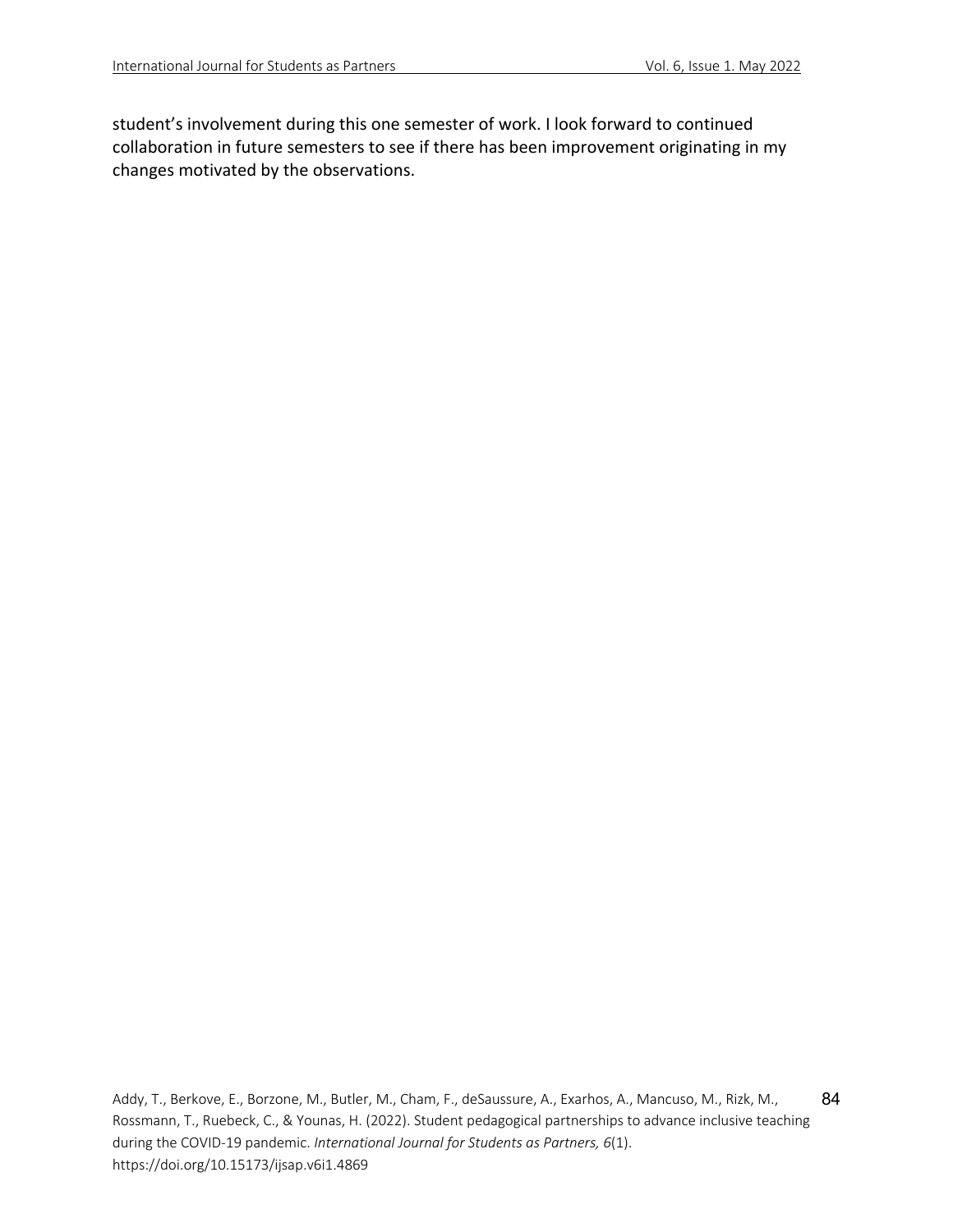student's involvement during this one semester of work. I look forward to continued collaboration in future semesters to see if there has been improvement originating in my changes motivated by the observations.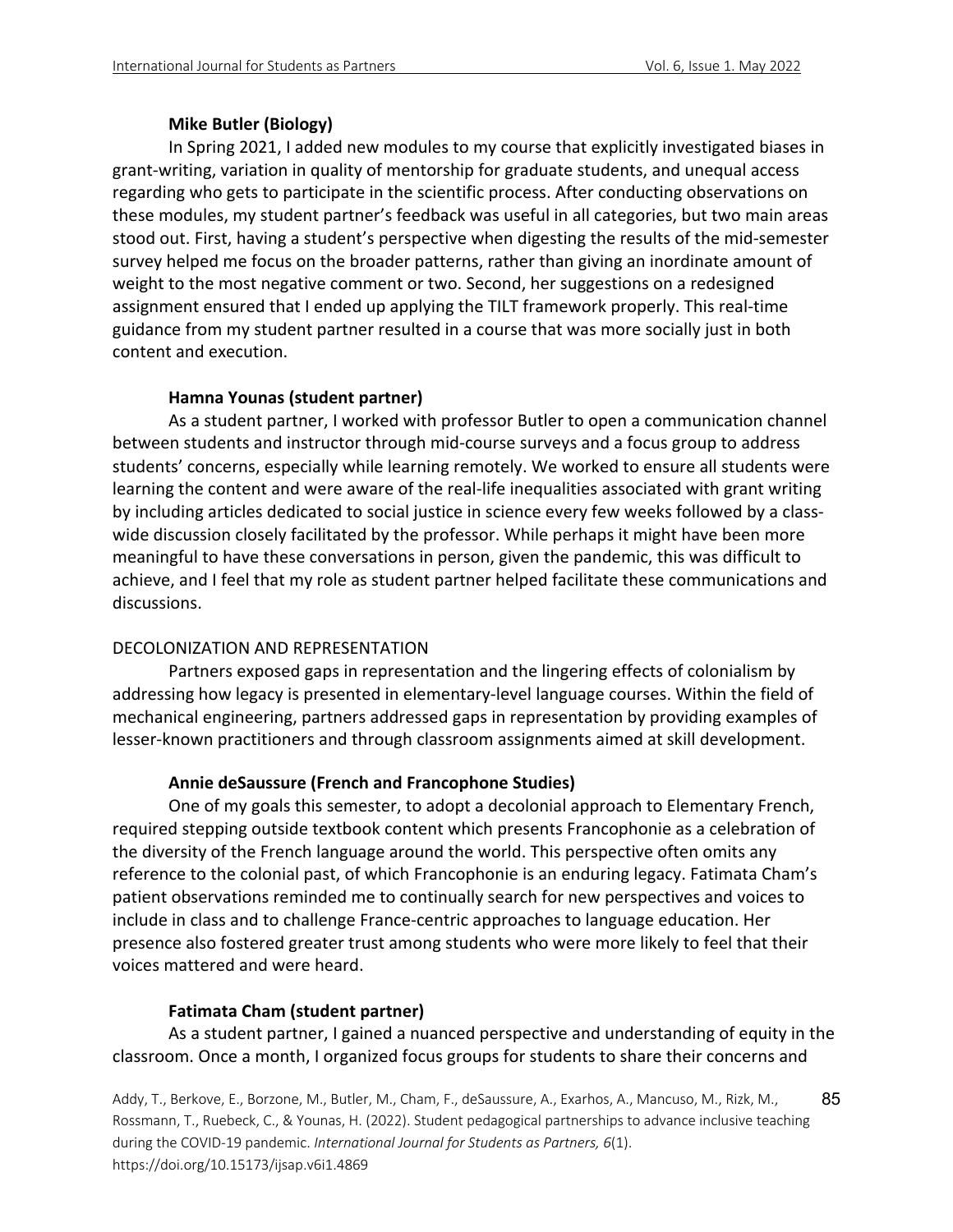#### Mike Butler (Biology)

In Spring 2021, I added new modules to my course that explicitly investigated biases in grant-writing, variation in quality of mentorship for graduate students, and unequal access regarding who gets to participate in the scientific process. After conducting observations on these modules, my student partner's feedback was useful in all categories, but two main areas stood out. First, having a student's perspective when digesting the results of the mid-semester survey helped me focus on the broader patterns, rather than giving an inordinate amount of weight to the most negative comment or two. Second, her suggestions on a redesigned assignment ensured that I ended up applying the TILT framework properly. This real-time guidance from my student partner resulted in a course that was more socially just in both content and execution.

#### Hamna Younas (student partner)

As a student partner, I worked with professor Butler to open a communication channel between students and instructor through mid-course surveys and a focus group to address students' concerns, especially while learning remotely. We worked to ensure all students were learning the content and were aware of the real-life inequalities associated with grant writing by including articles dedicated to social justice in science every few weeks followed by a class-wide discussion closely facilitated by the professor. While perhaps it might have been more meaningful to have these conversations in person, given the pandemic, this was difficult to achieve, and I feel that my role as student partner helped facilitate these communications and discussions.

### DECOLONIZATION AND REPRESENTATION

Partners exposed gaps in representation and the lingering effects of colonialism by addressing how legacy is presented in elementary-level language courses. Within the field of mechanical engineering, partners addressed gaps in representation by providing examples of lesser-known practitioners and through classroom assignments aimed at skill development.

#### Annie deSaussure (French and Francophone Studies)

One of my goals this semester, to adopt a decolonial approach to Elementary French, required stepping outside textbook content which presents Francophonie as a celebration of the diversity of the French language around the world. This perspective often omits any reference to the colonial past, of which Francophonie is an enduring legacy. Fatimata Cham's patient observations reminded me to continually search for new perspectives and voices to include in class and to challenge France-centric approaches to language education. Her presence also fostered greater trust among students who were more likely to feel that their voices mattered and were heard.

#### Fatimata Cham (student partner)

As a student partner, I gained a nuanced perspective and understanding of equity in the classroom. Once a month, I organized focus groups for students to share their concerns and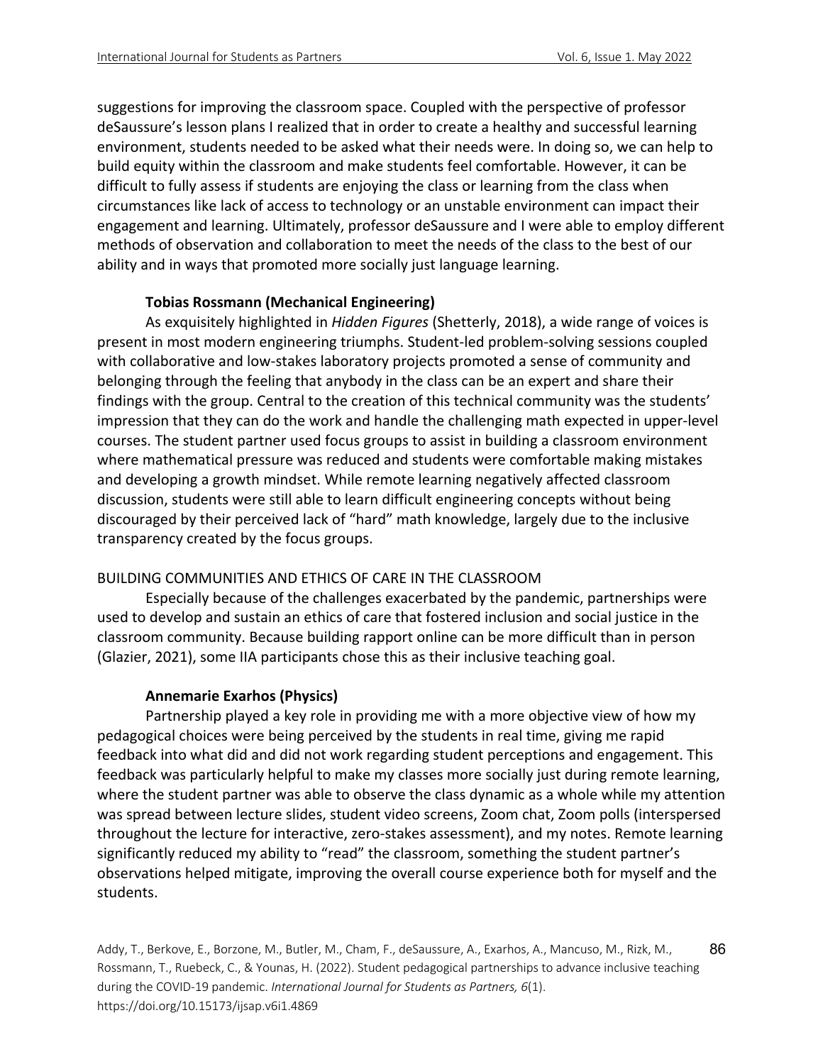suggestions for improving the classroom space. Coupled with the perspective of professor deSaussure's lesson plans I realized that in order to create a healthy and successful learning environment, students needed to be asked what their needs were. In doing so, we can help to build equity within the classroom and make students feel comfortable. However, it can be difficult to fully assess if students are enjoying the class or learning from the class when circumstances like lack of access to technology or an unstable environment can impact their engagement and learning. Ultimately, professor deSaussure and I were able to employ different methods of observation and collaboration to meet the needs of the class to the best of our ability and in ways that promoted more socially just language learning.

#### Tobias Rossmann (Mechanical Engineering)

As exquisitely highlighted in *Hidden Figures* (Shetterly, 2018), a wide range of voices is present in most modern engineering triumphs. Student-led problem-solving sessions coupled with collaborative and low-stakes laboratory projects promoted a sense of community and belonging through the feeling that anybody in the class can be an expert and share their findings with the group. Central to the creation of this technical community was the students' impression that they can do the work and handle the challenging math expected in upper-level courses. The student partner used focus groups to assist in building a classroom environment where mathematical pressure was reduced and students were comfortable making mistakes and developing a growth mindset. While remote learning negatively affected classroom discussion, students were still able to learn difficult engineering concepts without being discouraged by their perceived lack of "hard" math knowledge, largely due to the inclusive transparency created by the focus groups.

### BUILDING COMMUNITIES AND ETHICS OF CARE IN THE CLASSROOM

Especially because of the challenges exacerbated by the pandemic, partnerships were used to develop and sustain an ethics of care that fostered inclusion and social justice in the classroom community. Because building rapport online can be more difficult than in person (Glazier, 2021), some IIA participants chose this as their inclusive teaching goal.

#### Annemarie Exarhos (Physics)

Partnership played a key role in providing me with a more objective view of how my pedagogical choices were being perceived by the students in real time, giving me rapid feedback into what did and did not work regarding student perceptions and engagement. This feedback was particularly helpful to make my classes more socially just during remote learning, where the student partner was able to observe the class dynamic as a whole while my attention was spread between lecture slides, student video screens, Zoom chat, Zoom polls (interspersed throughout the lecture for interactive, zero-stakes assessment), and my notes. Remote learning significantly reduced my ability to "read" the classroom, something the student partner's observations helped mitigate, improving the overall course experience both for myself and the students.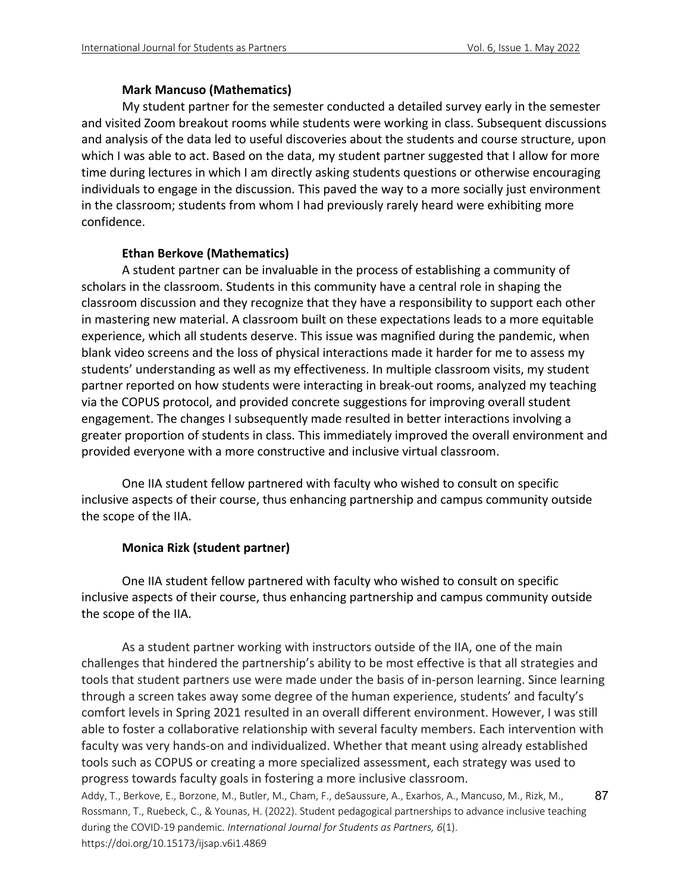**Mark Mancuso (Mathematics)**

My student partner for the semester conducted a detailed survey early in the semester and visited Zoom breakout rooms while students were working in class. Subsequent discussions and analysis of the data led to useful discoveries about the students and course structure, upon which I was able to act. Based on the data, my student partner suggested that I allow for more time during lectures in which I am directly asking students questions or otherwise encouraging individuals to engage in the discussion. This paved the way to a more socially just environment in the classroom; students from whom I had previously rarely heard were exhibiting more confidence.

**Ethan Berkove (Mathematics)**

A student partner can be invaluable in the process of establishing a community of scholars in the classroom. Students in this community have a central role in shaping the classroom discussion and they recognize that they have a responsibility to support each other in mastering new material. A classroom built on these expectations leads to a more equitable experience, which all students deserve. This issue was magnified during the pandemic, when blank video screens and the loss of physical interactions made it harder for me to assess my students' understanding as well as my effectiveness. In multiple classroom visits, my student partner reported on how students were interacting in break-out rooms, analyzed my teaching via the COPUS protocol, and provided concrete suggestions for improving overall student engagement. The changes I subsequently made resulted in better interactions involving a greater proportion of students in class. This immediately improved the overall environment and provided everyone with a more constructive and inclusive virtual classroom.

One IIA student fellow partnered with faculty who wished to consult on specific inclusive aspects of their course, thus enhancing partnership and campus community outside the scope of the IIA.

**Monica Rizk (student partner)**

One IIA student fellow partnered with faculty who wished to consult on specific inclusive aspects of their course, thus enhancing partnership and campus community outside the scope of the IIA.

As a student partner working with instructors outside of the IIA, one of the main challenges that hindered the partnership's ability to be most effective is that all strategies and tools that student partners use were made under the basis of in-person learning. Since learning through a screen takes away some degree of the human experience, students' and faculty's comfort levels in Spring 2021 resulted in an overall different environment. However, I was still able to foster a collaborative relationship with several faculty members. Each intervention with faculty was very hands-on and individualized. Whether that meant using already established tools such as COPUS or creating a more specialized assessment, each strategy was used to progress towards faculty goals in fostering a more inclusive classroom.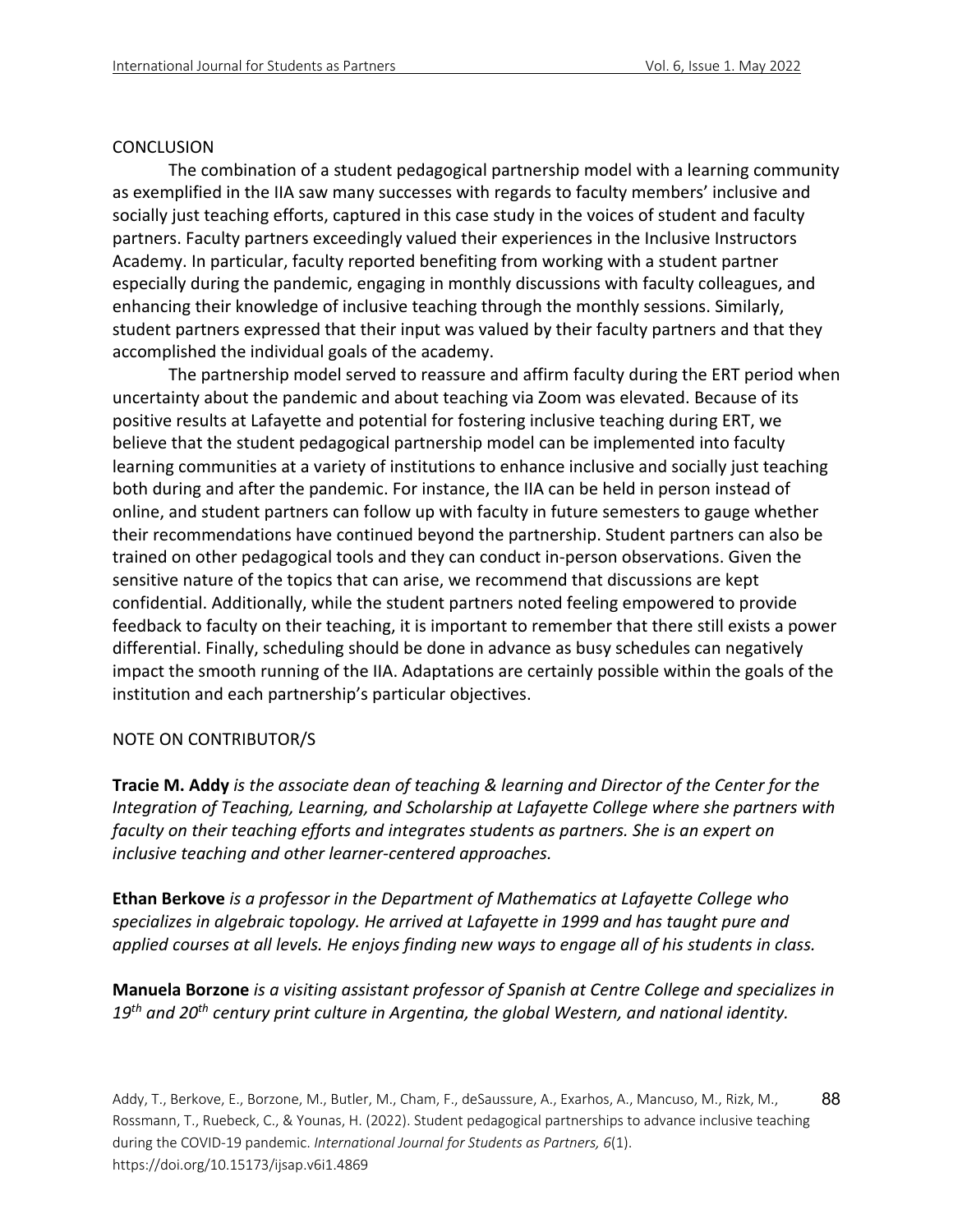## CONCLUSION

The combination of a student pedagogical partnership model with a learning community as exemplified in the IIA saw many successes with regards to faculty members' inclusive and socially just teaching efforts, captured in this case study in the voices of student and faculty partners. Faculty partners exceedingly valued their experiences in the Inclusive Instructors Academy. In particular, faculty reported benefiting from working with a student partner especially during the pandemic, engaging in monthly discussions with faculty colleagues, and enhancing their knowledge of inclusive teaching through the monthly sessions. Similarly, student partners expressed that their input was valued by their faculty partners and that they accomplished the individual goals of the academy.

The partnership model served to reassure and affirm faculty during the ERT period when uncertainty about the pandemic and about teaching via Zoom was elevated. Because of its positive results at Lafayette and potential for fostering inclusive teaching during ERT, we believe that the student pedagogical partnership model can be implemented into faculty learning communities at a variety of institutions to enhance inclusive and socially just teaching both during and after the pandemic. For instance, the IIA can be held in person instead of online, and student partners can follow up with faculty in future semesters to gauge whether their recommendations have continued beyond the partnership. Student partners can also be trained on other pedagogical tools and they can conduct in-person observations. Given the sensitive nature of the topics that can arise, we recommend that discussions are kept confidential. Additionally, while the student partners noted feeling empowered to provide feedback to faculty on their teaching, it is important to remember that there still exists a power differential. Finally, scheduling should be done in advance as busy schedules can negatively impact the smooth running of the IIA. Adaptations are certainly possible within the goals of the institution and each partnership's particular objectives.

## NOTE ON CONTRIBUTOR/S

**Tracie M. Addy** *is the associate dean of teaching & learning and Director of the Center for the Integration of Teaching, Learning, and Scholarship at Lafayette College where she partners with faculty on their teaching efforts and integrates students as partners. She is an expert on inclusive teaching and other learner-centered approaches.*

**Ethan Berkove** *is a professor in the Department of Mathematics at Lafayette College who specializes in algebraic topology. He arrived at Lafayette in 1999 and has taught pure and applied courses at all levels. He enjoys finding new ways to engage all of his students in class.*

**Manuela Borzone** *is a visiting assistant professor of Spanish at Centre College and specializes in 19th and 20th century print culture in Argentina, the global Western, and national identity.*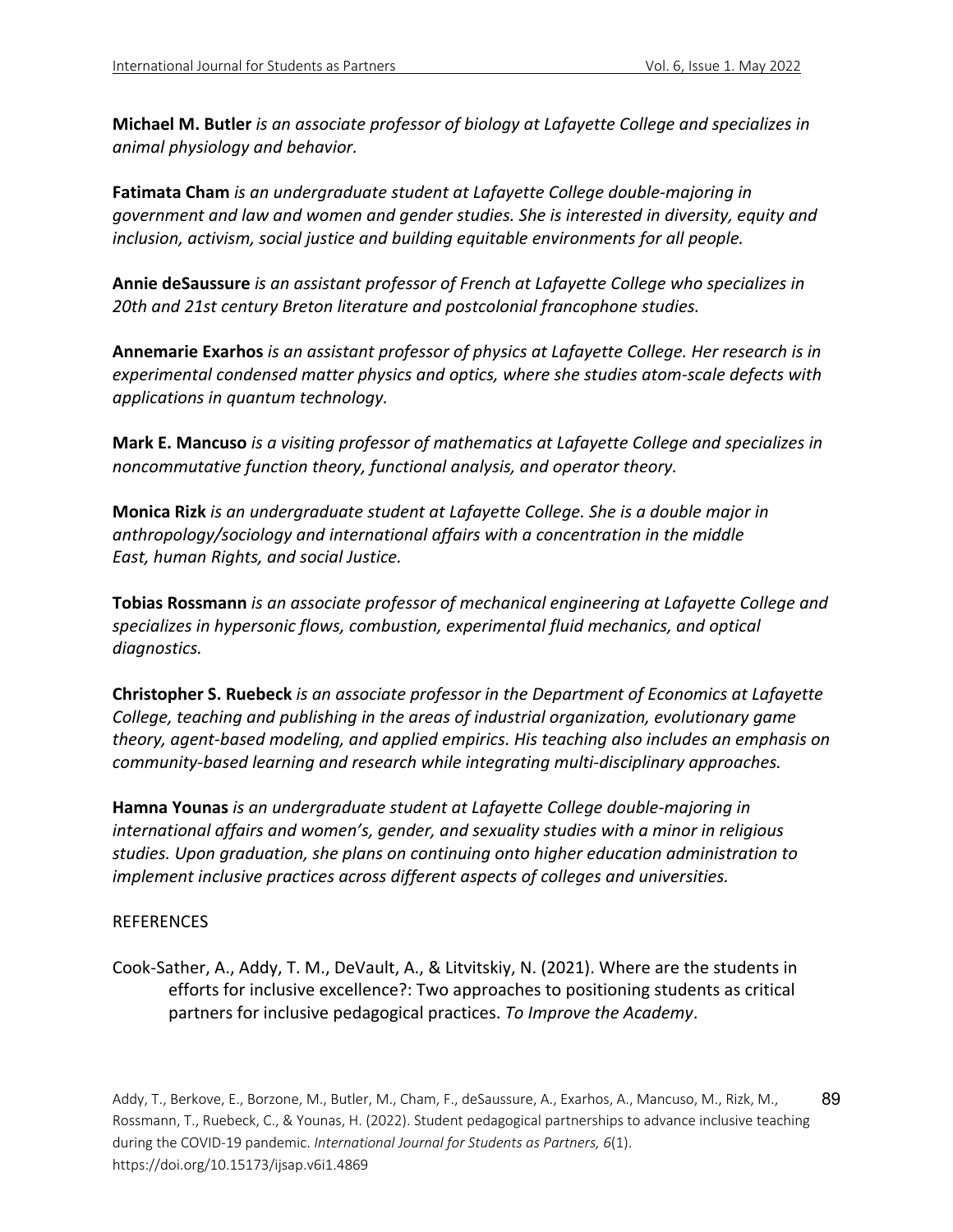**Michael M. Butler** *is an associate professor of biology at Lafayette College and specializes in animal physiology and behavior.*

**Fatimata Cham** *is an undergraduate student at Lafayette College double-majoring in government and law and women and gender studies. She is interested in diversity, equity and inclusion, activism, social justice and building equitable environments for all people.*

**Annie deSaussure** *is an assistant professor of French at Lafayette College who specializes in 20th and 21st century Breton literature and postcolonial francophone studies.*

**Annemarie Exarhos** *is an assistant professor of physics at Lafayette College. Her research is in experimental condensed matter physics and optics, where she studies atom-scale defects with applications in quantum technology.*

**Mark E. Mancuso** *is a visiting professor of mathematics at Lafayette College and specializes in noncommutative function theory, functional analysis, and operator theory.*

**Monica Rizk** *is an undergraduate student at Lafayette College. She is a double major in anthropology/sociology and international affairs with a concentration in the middle East, human Rights, and social Justice.*

**Tobias Rossmann** *is an associate professor of mechanical engineering at Lafayette College and specializes in hypersonic flows, combustion, experimental fluid mechanics, and optical diagnostics.*

**Christopher S. Ruebeck** *is an associate professor in the Department of Economics at Lafayette College, teaching and publishing in the areas of industrial organization, evolutionary game theory, agent-based modeling, and applied empirics. His teaching also includes an emphasis on community-based learning and research while integrating multi-disciplinary approaches.*

**Hamna Younas** *is an undergraduate student at Lafayette College double-majoring in international affairs and women's, gender, and sexuality studies with a minor in religious studies. Upon graduation, she plans on continuing onto higher education administration to implement inclusive practices across different aspects of colleges and universities.*

## REFERENCES

Cook-Sather, A., Addy, T. M., DeVault, A., & Litvitskiy, N. (2021). Where are the students in efforts for inclusive excellence?: Two approaches to positioning students as critical partners for inclusive pedagogical practices. *To Improve the Academy*.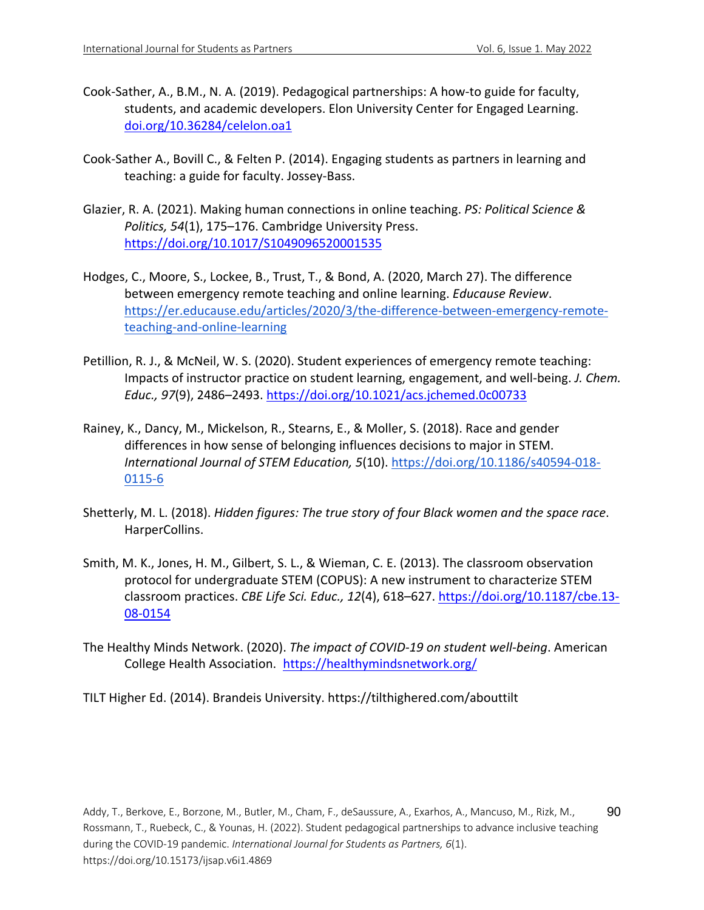Cook-Sather, A., B.M., N. A. (2019). Pedagogical partnerships: A how-to guide for faculty, students, and academic developers. Elon University Center for Engaged Learning. [doi.org/10.36284/celelon.oa1](https://doi.org/10.36284/celelon.oa1)

Cook-Sather A., Bovill C., & Felten P. (2014). Engaging students as partners in learning and teaching: a guide for faculty. Jossey-Bass.

Glazier, R. A. (2021). Making human connections in online teaching. *PS: Political Science & Politics, 54*(1), 175–176. Cambridge University Press. [https://doi.org/10.1017/S1049096520001535](https://doi.org/10.1017/S1049096520001535)

Hodges, C., Moore, S., Lockee, B., Trust, T., & Bond, A. (2020, March 27). The difference between emergency remote teaching and online learning. *Educause Review*. [https://er.educause.edu/articles/2020/3/the-difference-between-emergency-remote-teaching-and-online-learning](https://er.educause.edu/articles/2020/3/the-difference-between-emergency-remote-teaching-and-online-learning)

Petillion, R. J., & McNeil, W. S. (2020). Student experiences of emergency remote teaching: Impacts of instructor practice on student learning, engagement, and well-being. *J. Chem. Educ., 97*(9), 2486–2493. [https://doi.org/10.1021/acs.jchemed.0c00733](https://doi.org/10.1021/acs.jchemed.0c00733)

Rainey, K., Dancy, M., Mickelson, R., Stearns, E., & Moller, S. (2018). Race and gender differences in how sense of belonging influences decisions to major in STEM. *International Journal of STEM Education, 5*(10). [https://doi.org/10.1186/s40594-018-0115-6](https://doi.org/10.1186/s40594-018-0115-6)

Shetterly, M. L. (2018). *Hidden figures: The true story of four Black women and the space race*. HarperCollins.

Smith, M. K., Jones, H. M., Gilbert, S. L., & Wieman, C. E. (2013). The classroom observation protocol for undergraduate STEM (COPUS): A new instrument to characterize STEM classroom practices. *CBE Life Sci. Educ., 12*(4), 618–627. [https://doi.org/10.1187/cbe.13-08-0154](https://doi.org/10.1187/cbe.13-08-0154)

The Healthy Minds Network. (2020). *The impact of COVID-19 on student well-being*. American College Health Association. [https://healthymindsnetwork.org/](https://healthymindsnetwork.org/)

TILT Higher Ed. (2014). Brandeis University. https://tilthighered.com/abouttilt